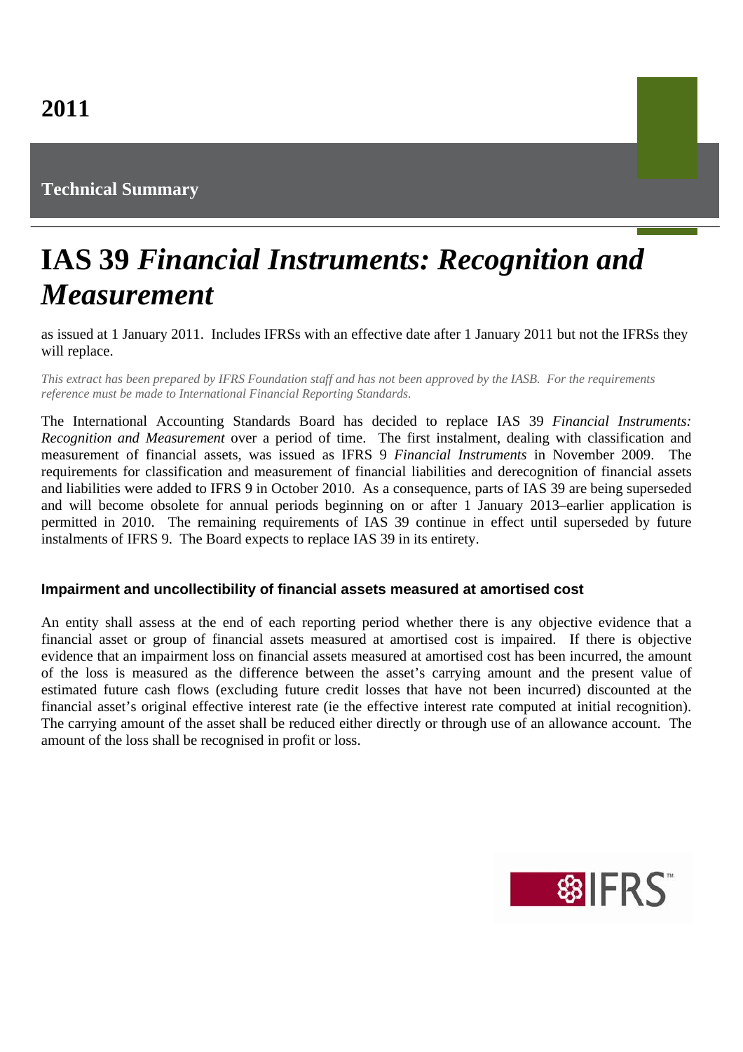2011

**Technical Summary**

# IAS 39 *Financial Instruments: Recognition and Measurement*

as issued at 1 January 2011. Includes IFRSs with an effective date after 1 January 2011 but not the IFRSs they will replace.

*This extract has been prepared by IFRS Foundation staff and has not been approved by the IASB. For the requirements reference must be made to International Financial Reporting Standards.*

The International Accounting Standards Board has decided to replace IAS 39 *Financial Instruments: Recognition and Measurement* over a period of time. The first instalment, dealing with classification and measurement of financial assets, was issued as IFRS 9 *Financial Instruments* in November 2009. The requirements for classification and measurement of financial liabilities and derecognition of financial assets and liabilities were added to IFRS 9 in October 2010. As a consequence, parts of IAS 39 are being superseded and will become obsolete for annual periods beginning on or after 1 January 2013–earlier application is permitted in 2010. The remaining requirements of IAS 39 continue in effect until superseded by future instalments of IFRS 9. The Board expects to replace IAS 39 in its entirety.

### Impairment and uncollectibility of financial assets measured at amortised cost

An entity shall assess at the end of each reporting period whether there is any objective evidence that a financial asset or group of financial assets measured at amortised cost is impaired. If there is objective evidence that an impairment loss on financial assets measured at amortised cost has been incurred, the amount of the loss is measured as the difference between the asset's carrying amount and the present value of estimated future cash flows (excluding future credit losses that have not been incurred) discounted at the financial asset's original effective interest rate (ie the effective interest rate computed at initial recognition). The carrying amount of the asset shall be reduced either directly or through use of an allowance account. The amount of the loss shall be recognised in profit or loss.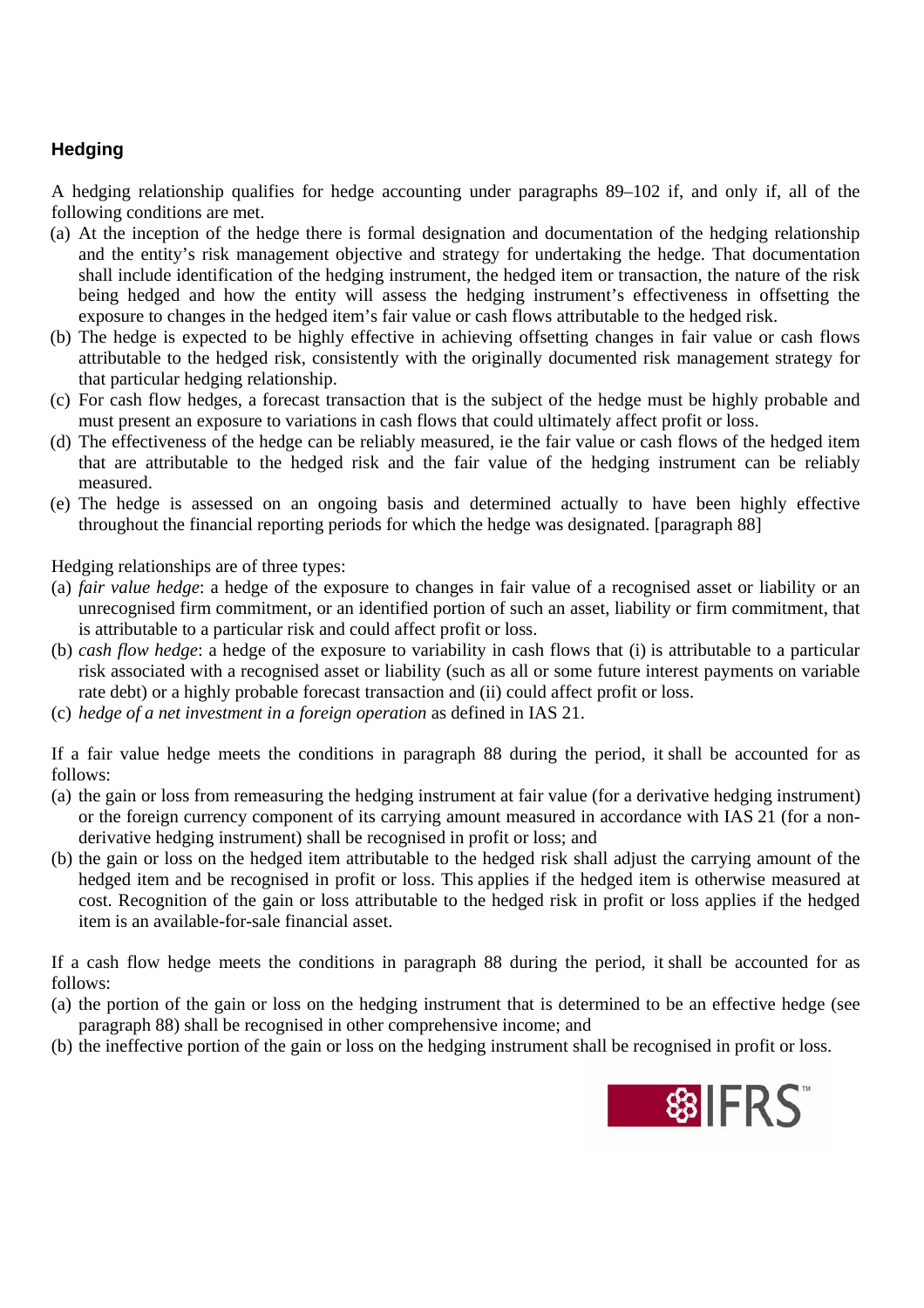## Hedging

A hedging relationship qualifies for hedge accounting under paragraphs 89–102 if, and only if, all of the following conditions are met.

(a) At the inception of the hedge there is formal designation and documentation of the hedging relationship and the entity's risk management objective and strategy for undertaking the hedge. That documentation shall include identification of the hedging instrument, the hedged item or transaction, the nature of the risk being hedged and how the entity will assess the hedging instrument's effectiveness in offsetting the exposure to changes in the hedged item's fair value or cash flows attributable to the hedged risk.

(b) The hedge is expected to be highly effective in achieving offsetting changes in fair value or cash flows attributable to the hedged risk, consistently with the originally documented risk management strategy for that particular hedging relationship.

(c) For cash flow hedges, a forecast transaction that is the subject of the hedge must be highly probable and must present an exposure to variations in cash flows that could ultimately affect profit or loss.

(d) The effectiveness of the hedge can be reliably measured, ie the fair value or cash flows of the hedged item that are attributable to the hedged risk and the fair value of the hedging instrument can be reliably measured.

(e) The hedge is assessed on an ongoing basis and determined actually to have been highly effective throughout the financial reporting periods for which the hedge was designated. [paragraph 88]

Hedging relationships are of three types:

(a) *fair value hedge*: a hedge of the exposure to changes in fair value of a recognised asset or liability or an unrecognised firm commitment, or an identified portion of such an asset, liability or firm commitment, that is attributable to a particular risk and could affect profit or loss.

(b) *cash flow hedge*: a hedge of the exposure to variability in cash flows that (i) is attributable to a particular risk associated with a recognised asset or liability (such as all or some future interest payments on variable rate debt) or a highly probable forecast transaction and (ii) could affect profit or loss.

(c) *hedge of a net investment in a foreign operation* as defined in IAS 21.

If a fair value hedge meets the conditions in paragraph 88 during the period, it shall be accounted for as follows:

(a) the gain or loss from remeasuring the hedging instrument at fair value (for a derivative hedging instrument) or the foreign currency component of its carrying amount measured in accordance with IAS 21 (for a non-derivative hedging instrument) shall be recognised in profit or loss; and

(b) the gain or loss on the hedged item attributable to the hedged risk shall adjust the carrying amount of the hedged item and be recognised in profit or loss. This applies if the hedged item is otherwise measured at cost. Recognition of the gain or loss attributable to the hedged risk in profit or loss applies if the hedged item is an available-for-sale financial asset.

If a cash flow hedge meets the conditions in paragraph 88 during the period, it shall be accounted for as follows:

(a) the portion of the gain or loss on the hedging instrument that is determined to be an effective hedge (see paragraph 88) shall be recognised in other comprehensive income; and

(b) the ineffective portion of the gain or loss on the hedging instrument shall be recognised in profit or loss.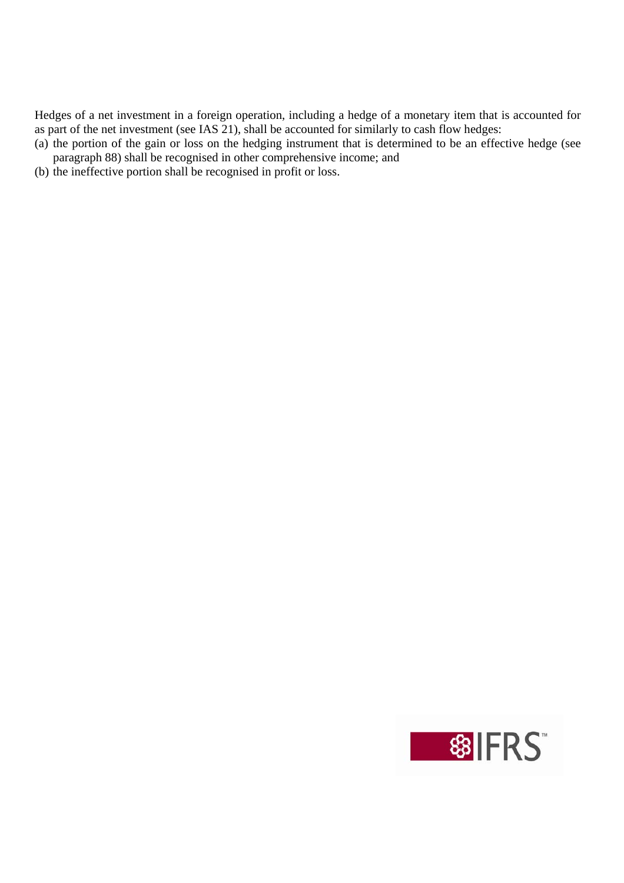Hedges of a net investment in a foreign operation, including a hedge of a monetary item that is accounted for as part of the net investment (see IAS 21), shall be accounted for similarly to cash flow hedges:

(a) the portion of the gain or loss on the hedging instrument that is determined to be an effective hedge (see paragraph 88) shall be recognised in other comprehensive income; and

(b) the ineffective portion shall be recognised in profit or loss.